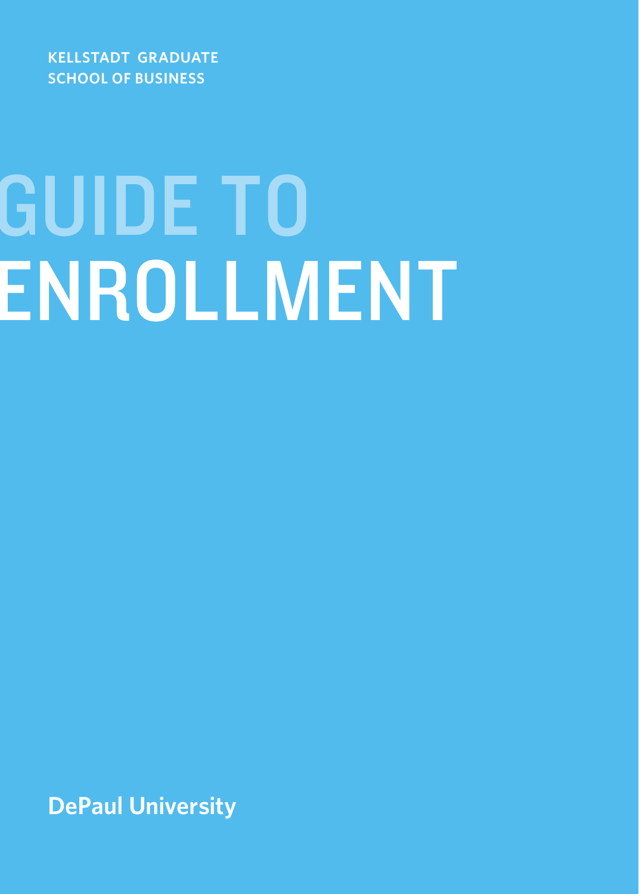KELLSTADT GRADUATE
SCHOOL OF BUSINESS

# GUIDE TO ENROLLMENT

DePaul University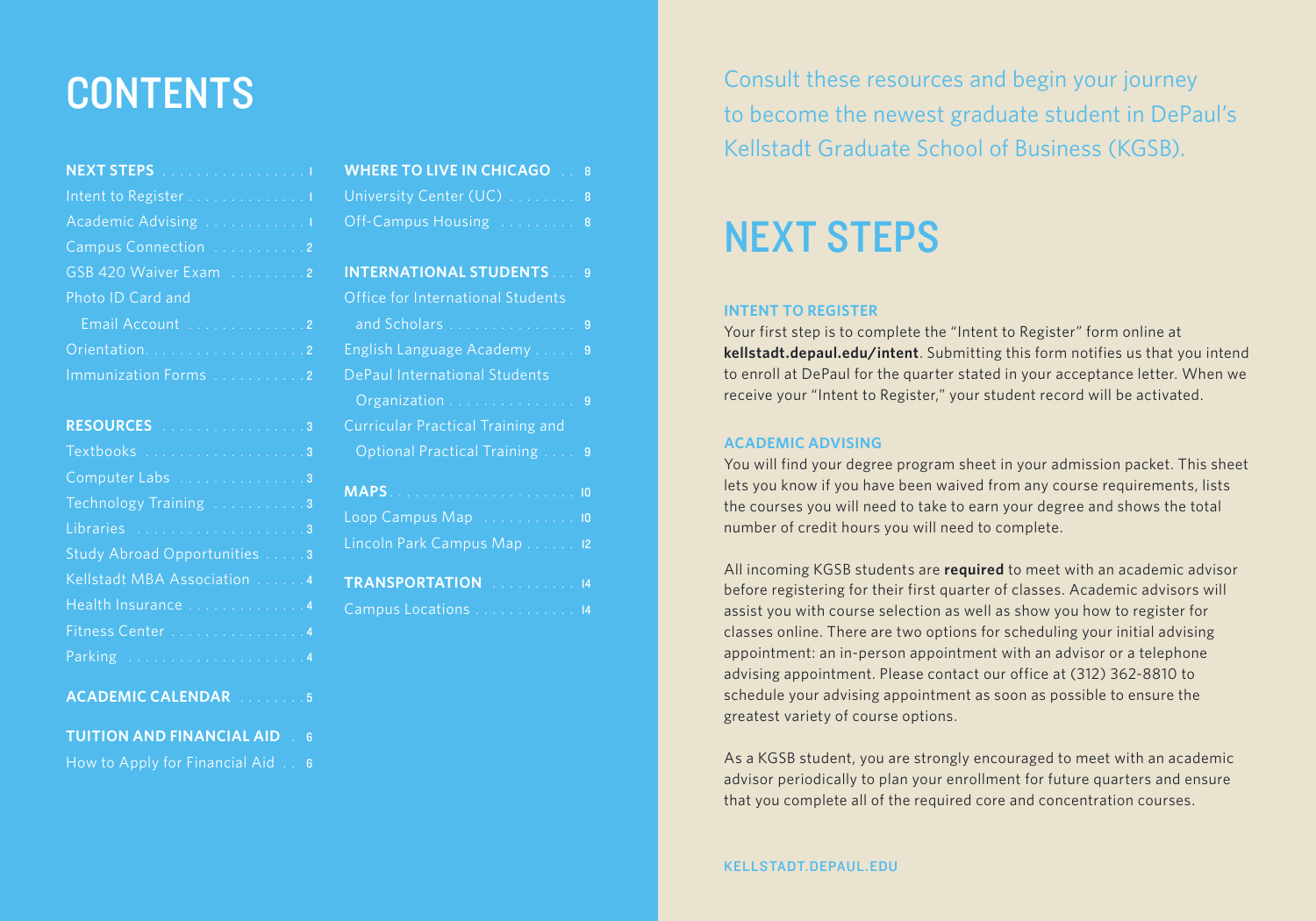# CONTENTS

**NEXT STEPS** . . . . . . . . . . . . . . . . . 1
Intent to Register . . . . . . . . . . . . . . 1
Academic Advising . . . . . . . . . . . . . 1
Campus Connection . . . . . . . . . . . 2
GSB 420 Waiver Exam . . . . . . . . . 2
Photo ID Card and Email Account . . . . . . . . . . . . . . 2
Orientation. . . . . . . . . . . . . . . . . . . 2
Immunization Forms . . . . . . . . . . . 2

**RESOURCES** . . . . . . . . . . . . . . . . . 3
Textbooks . . . . . . . . . . . . . . . . . . . 3
Computer Labs . . . . . . . . . . . . . . . 3
Technology Training . . . . . . . . . . . 3
Libraries . . . . . . . . . . . . . . . . . . . . 3
Study Abroad Opportunities . . . . . 3
Kellstadt MBA Association . . . . . . 4
Health Insurance . . . . . . . . . . . . . . 4
Fitness Center . . . . . . . . . . . . . . . . 4
Parking . . . . . . . . . . . . . . . . . . . . . 4

**ACADEMIC CALENDAR** . . . . . . . . 5

**TUITION AND FINANCIAL AID** . 6
How to Apply for Financial Aid . . 6

**WHERE TO LIVE IN CHICAGO** . . 8
University Center (UC) . . . . . . . . 8
Off-Campus Housing . . . . . . . . . 8

**INTERNATIONAL STUDENTS** . . . 9
Office for International Students and Scholars . . . . . . . . . . . . . . . 9
English Language Academy . . . . . 9
DePaul International Students Organization . . . . . . . . . . . . . . . 9
Curricular Practical Training and Optional Practical Training . . . . 9

**MAPS** . . . . . . . . . . . . . . . . . . . . . . 10
Loop Campus Map . . . . . . . . . . . 10
Lincoln Park Campus Map . . . . . . 12

**TRANSPORTATION** . . . . . . . . . . 14
Campus Locations . . . . . . . . . . . . 14

Consult these resources and begin your journey to become the newest graduate student in DePaul's Kellstadt Graduate School of Business (KGSB).

# NEXT STEPS

### INTENT TO REGISTER

Your first step is to complete the "Intent to Register" form online at **kellstadt.depaul.edu/intent**. Submitting this form notifies us that you intend to enroll at DePaul for the quarter stated in your acceptance letter. When we receive your "Intent to Register," your student record will be activated.

### ACADEMIC ADVISING

You will find your degree program sheet in your admission packet. This sheet lets you know if you have been waived from any course requirements, lists the courses you will need to take to earn your degree and shows the total number of credit hours you will need to complete.

All incoming KGSB students are **required** to meet with an academic advisor before registering for their first quarter of classes. Academic advisors will assist you with course selection as well as show you how to register for classes online. There are two options for scheduling your initial advising appointment: an in-person appointment with an advisor or a telephone advising appointment. Please contact our office at (312) 362-8810 to schedule your advising appointment as soon as possible to ensure the greatest variety of course options.

As a KGSB student, you are strongly encouraged to meet with an academic advisor periodically to plan your enrollment for future quarters and ensure that you complete all of the required core and concentration courses.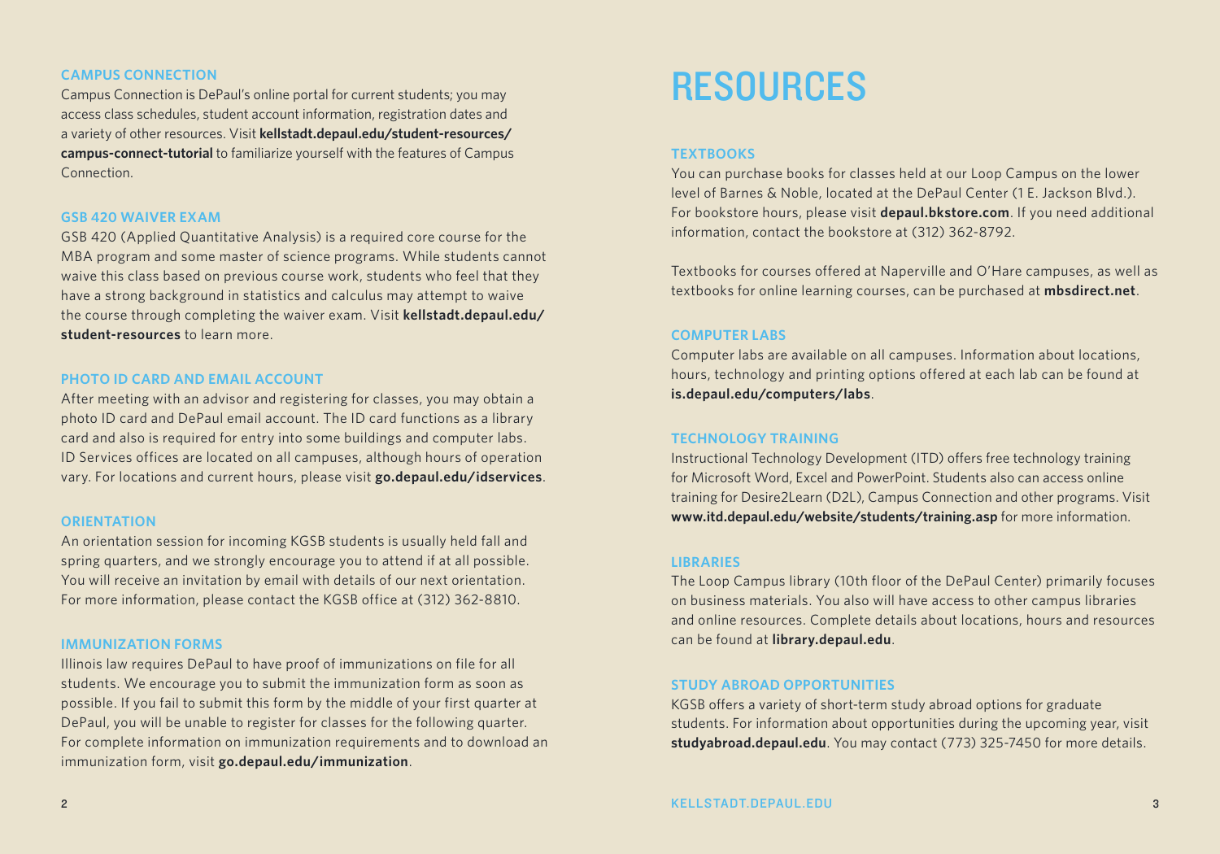### CAMPUS CONNECTION

Campus Connection is DePaul's online portal for current students; you may access class schedules, student account information, registration dates and a variety of other resources. Visit **kellstadt.depaul.edu/student-resources/campus-connect-tutorial** to familiarize yourself with the features of Campus Connection.

### GSB 420 WAIVER EXAM

GSB 420 (Applied Quantitative Analysis) is a required core course for the MBA program and some master of science programs. While students cannot waive this class based on previous course work, students who feel that they have a strong background in statistics and calculus may attempt to waive the course through completing the waiver exam. Visit **kellstadt.depaul.edu/student-resources** to learn more.

### PHOTO ID CARD AND EMAIL ACCOUNT

After meeting with an advisor and registering for classes, you may obtain a photo ID card and DePaul email account. The ID card functions as a library card and also is required for entry into some buildings and computer labs. ID Services offices are located on all campuses, although hours of operation vary. For locations and current hours, please visit **go.depaul.edu/idservices**.

### ORIENTATION

An orientation session for incoming KGSB students is usually held fall and spring quarters, and we strongly encourage you to attend if at all possible. You will receive an invitation by email with details of our next orientation. For more information, please contact the KGSB office at (312) 362-8810.

### IMMUNIZATION FORMS

Illinois law requires DePaul to have proof of immunizations on file for all students. We encourage you to submit the immunization form as soon as possible. If you fail to submit this form by the middle of your first quarter at DePaul, you will be unable to register for classes for the following quarter. For complete information on immunization requirements and to download an immunization form, visit **go.depaul.edu/immunization**.

# RESOURCES

### TEXTBOOKS

You can purchase books for classes held at our Loop Campus on the lower level of Barnes & Noble, located at the DePaul Center (1 E. Jackson Blvd.). For bookstore hours, please visit **depaul.bkstore.com**. If you need additional information, contact the bookstore at (312) 362-8792.

Textbooks for courses offered at Naperville and O'Hare campuses, as well as textbooks for online learning courses, can be purchased at **mbsdirect.net**.

### COMPUTER LABS

Computer labs are available on all campuses. Information about locations, hours, technology and printing options offered at each lab can be found at **is.depaul.edu/computers/labs**.

### TECHNOLOGY TRAINING

Instructional Technology Development (ITD) offers free technology training for Microsoft Word, Excel and PowerPoint. Students also can access online training for Desire2Learn (D2L), Campus Connection and other programs. Visit **www.itd.depaul.edu/website/students/training.asp** for more information.

### LIBRARIES

The Loop Campus library (10th floor of the DePaul Center) primarily focuses on business materials. You also will have access to other campus libraries and online resources. Complete details about locations, hours and resources can be found at **library.depaul.edu**.

### STUDY ABROAD OPPORTUNITIES

KGSB offers a variety of short-term study abroad options for graduate students. For information about opportunities during the upcoming year, visit **studyabroad.depaul.edu**. You may contact (773) 325-7450 for more details.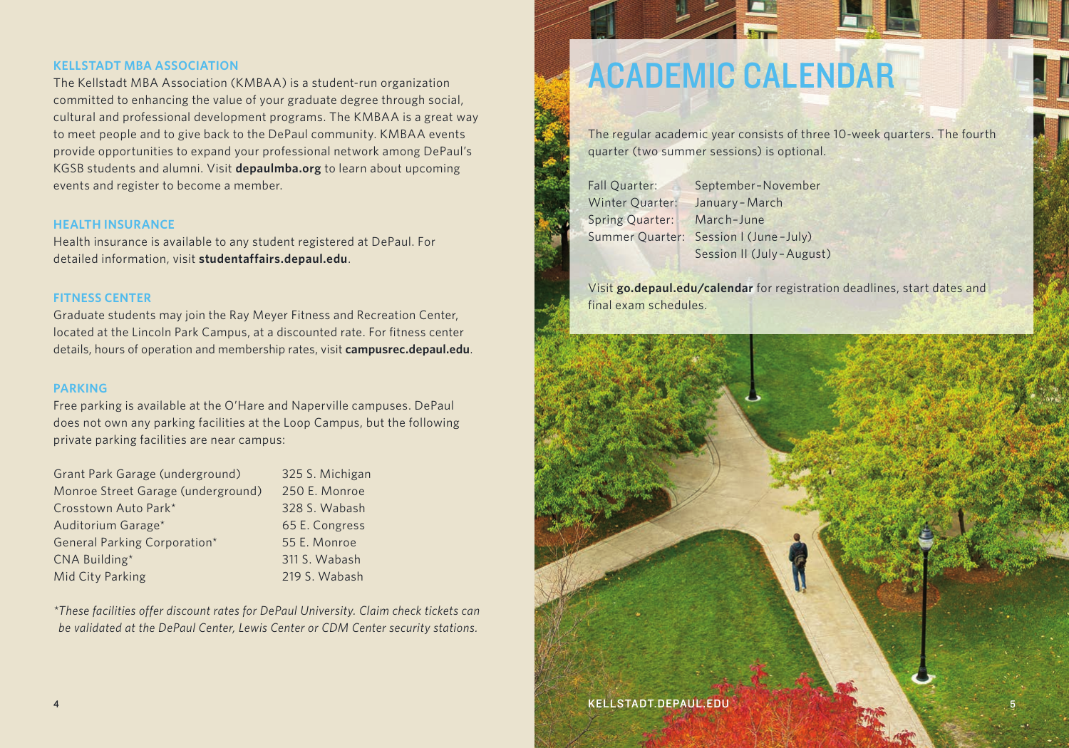## KELLSTADT MBA ASSOCIATION

The Kellstadt MBA Association (KMBAA) is a student-run organization committed to enhancing the value of your graduate degree through social, cultural and professional development programs. The KMBAA is a great way to meet people and to give back to the DePaul community. KMBAA events provide opportunities to expand your professional network among DePaul's KGSB students and alumni. Visit **depaulmba.org** to learn about upcoming events and register to become a member.

## HEALTH INSURANCE

Health insurance is available to any student registered at DePaul. For detailed information, visit **studentaffairs.depaul.edu**.

## FITNESS CENTER

Graduate students may join the Ray Meyer Fitness and Recreation Center, located at the Lincoln Park Campus, at a discounted rate. For fitness center details, hours of operation and membership rates, visit **campusrec.depaul.edu**.

## PARKING

Free parking is available at the O'Hare and Naperville campuses. DePaul does not own any parking facilities at the Loop Campus, but the following private parking facilities are near campus:

| Facility | Address |
|---|---|
| Grant Park Garage (underground) | 325 S. Michigan |
| Monroe Street Garage (underground) | 250 E. Monroe |
| Crosstown Auto Park* | 328 S. Wabash |
| Auditorium Garage* | 65 E. Congress |
| General Parking Corporation* | 55 E. Monroe |
| CNA Building* | 311 S. Wabash |
| Mid City Parking | 219 S. Wabash |

*\*These facilities offer discount rates for DePaul University. Claim check tickets can be validated at the DePaul Center, Lewis Center or CDM Center security stations.*

# ACADEMIC CALENDAR

The regular academic year consists of three 10-week quarters. The fourth quarter (two summer sessions) is optional.

| Quarter | Dates |
|---|---|
| Fall Quarter: | September–November |
| Winter Quarter: | January–March |
| Spring Quarter: | March–June |
| Summer Quarter: | Session I (June–July)<br>Session II (July–August) |

Visit **go.depaul.edu/calendar** for registration deadlines, start dates and final exam schedules.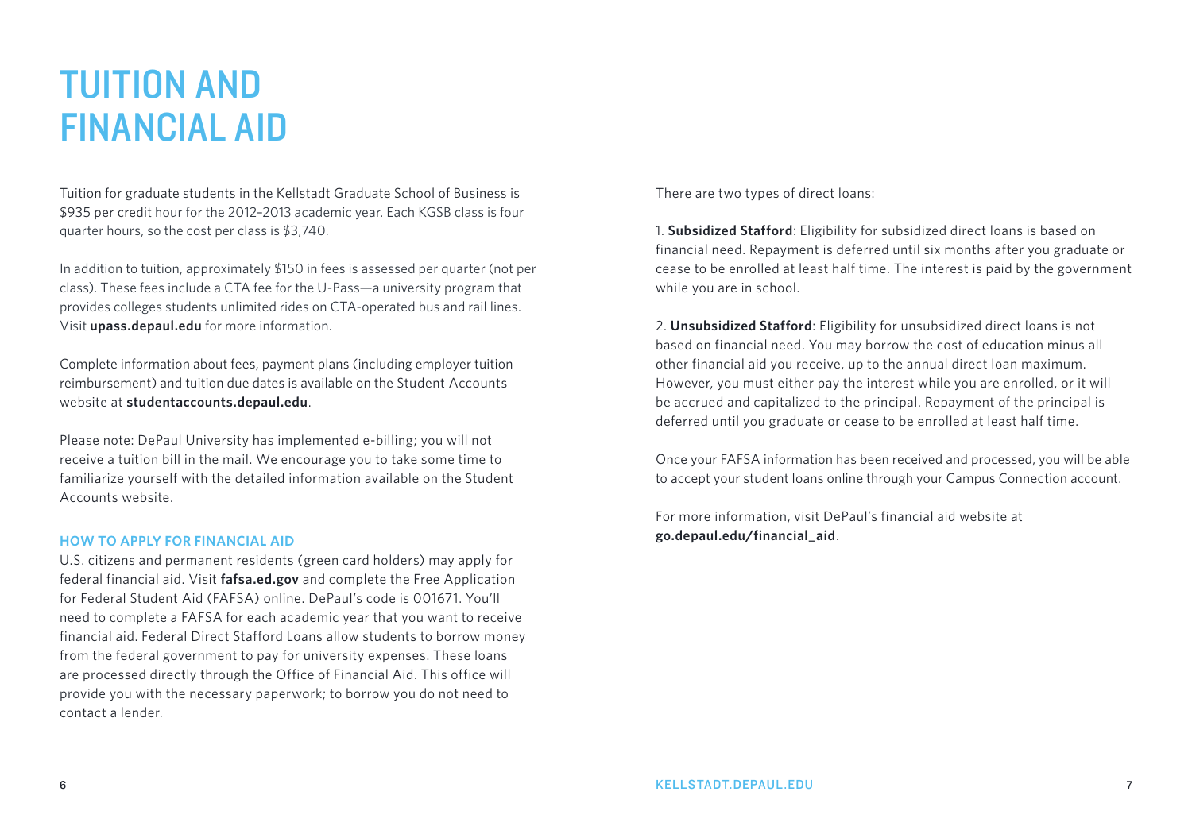# TUITION AND FINANCIAL AID

Tuition for graduate students in the Kellstadt Graduate School of Business is $935 per credit hour for the 2012–2013 academic year. Each KGSB class is four quarter hours, so the cost per class is $3,740.

In addition to tuition, approximately $150 in fees is assessed per quarter (not per class). These fees include a CTA fee for the U-Pass—a university program that provides colleges students unlimited rides on CTA-operated bus and rail lines. Visit **upass.depaul.edu** for more information.

Complete information about fees, payment plans (including employer tuition reimbursement) and tuition due dates is available on the Student Accounts website at **studentaccounts.depaul.edu**.

Please note: DePaul University has implemented e-billing; you will not receive a tuition bill in the mail. We encourage you to take some time to familiarize yourself with the detailed information available on the Student Accounts website.

### HOW TO APPLY FOR FINANCIAL AID

U.S. citizens and permanent residents (green card holders) may apply for federal financial aid. Visit **fafsa.ed.gov** and complete the Free Application for Federal Student Aid (FAFSA) online. DePaul's code is 001671. You'll need to complete a FAFSA for each academic year that you want to receive financial aid. Federal Direct Stafford Loans allow students to borrow money from the federal government to pay for university expenses. These loans are processed directly through the Office of Financial Aid. This office will provide you with the necessary paperwork; to borrow you do not need to contact a lender.

There are two types of direct loans:

1. **Subsidized Stafford**: Eligibility for subsidized direct loans is based on financial need. Repayment is deferred until six months after you graduate or cease to be enrolled at least half time. The interest is paid by the government while you are in school.

2. **Unsubsidized Stafford**: Eligibility for unsubsidized direct loans is not based on financial need. You may borrow the cost of education minus all other financial aid you receive, up to the annual direct loan maximum. However, you must either pay the interest while you are enrolled, or it will be accrued and capitalized to the principal. Repayment of the principal is deferred until you graduate or cease to be enrolled at least half time.

Once your FAFSA information has been received and processed, you will be able to accept your student loans online through your Campus Connection account.

For more information, visit DePaul's financial aid website at **go.depaul.edu/financial_aid**.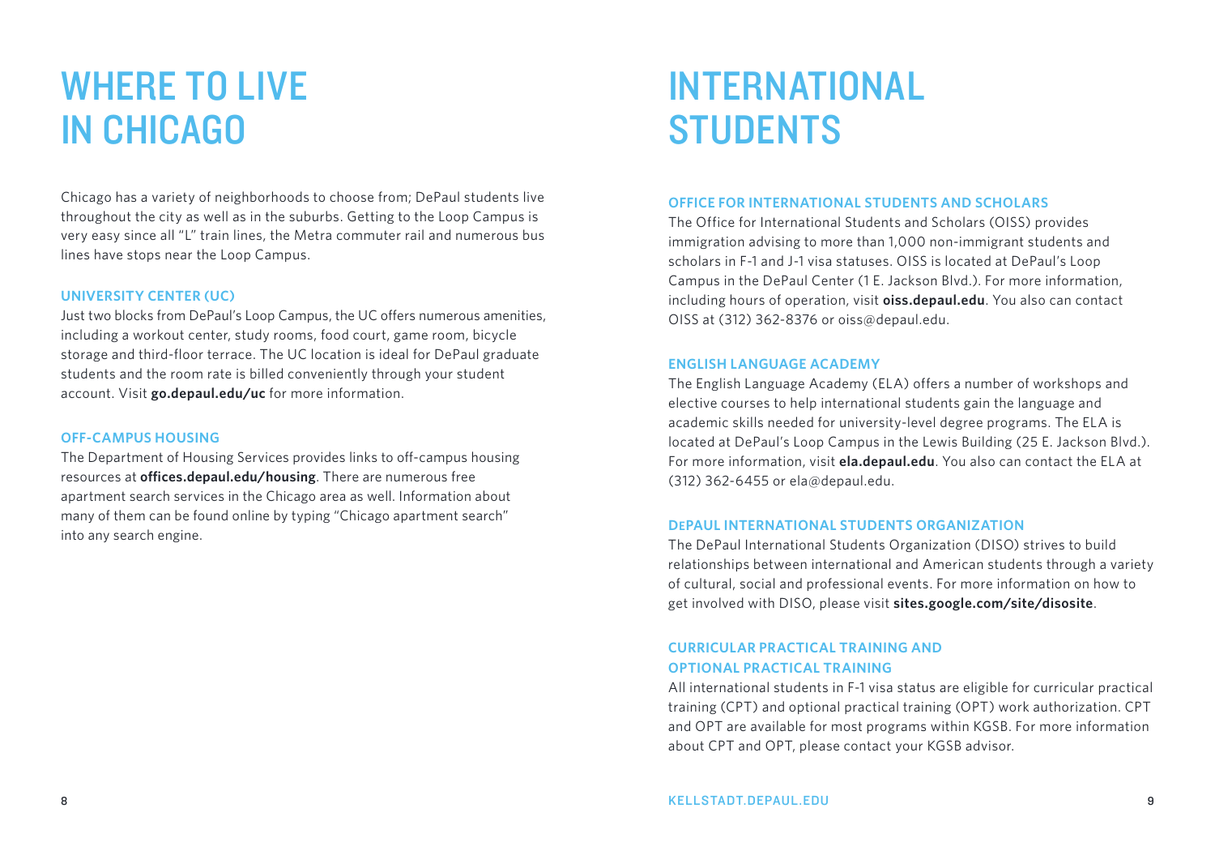# WHERE TO LIVE IN CHICAGO

Chicago has a variety of neighborhoods to choose from; DePaul students live throughout the city as well as in the suburbs. Getting to the Loop Campus is very easy since all "L" train lines, the Metra commuter rail and numerous bus lines have stops near the Loop Campus.

### UNIVERSITY CENTER (UC)

Just two blocks from DePaul's Loop Campus, the UC offers numerous amenities, including a workout center, study rooms, food court, game room, bicycle storage and third-floor terrace. The UC location is ideal for DePaul graduate students and the room rate is billed conveniently through your student account. Visit **go.depaul.edu/uc** for more information.

### OFF-CAMPUS HOUSING

The Department of Housing Services provides links to off-campus housing resources at **offices.depaul.edu/housing**. There are numerous free apartment search services in the Chicago area as well. Information about many of them can be found online by typing "Chicago apartment search" into any search engine.

# INTERNATIONAL STUDENTS

### OFFICE FOR INTERNATIONAL STUDENTS AND SCHOLARS

The Office for International Students and Scholars (OISS) provides immigration advising to more than 1,000 non-immigrant students and scholars in F-1 and J-1 visa statuses. OISS is located at DePaul's Loop Campus in the DePaul Center (1 E. Jackson Blvd.). For more information, including hours of operation, visit **oiss.depaul.edu**. You also can contact OISS at (312) 362-8376 or oiss@depaul.edu.

### ENGLISH LANGUAGE ACADEMY

The English Language Academy (ELA) offers a number of workshops and elective courses to help international students gain the language and academic skills needed for university-level degree programs. The ELA is located at DePaul's Loop Campus in the Lewis Building (25 E. Jackson Blvd.). For more information, visit **ela.depaul.edu**. You also can contact the ELA at (312) 362-6455 or ela@depaul.edu.

### DEPAUL INTERNATIONAL STUDENTS ORGANIZATION

The DePaul International Students Organization (DISO) strives to build relationships between international and American students through a variety of cultural, social and professional events. For more information on how to get involved with DISO, please visit **sites.google.com/site/disosite**.

### CURRICULAR PRACTICAL TRAINING AND OPTIONAL PRACTICAL TRAINING

All international students in F-1 visa status are eligible for curricular practical training (CPT) and optional practical training (OPT) work authorization. CPT and OPT are available for most programs within KGSB. For more information about CPT and OPT, please contact your KGSB advisor.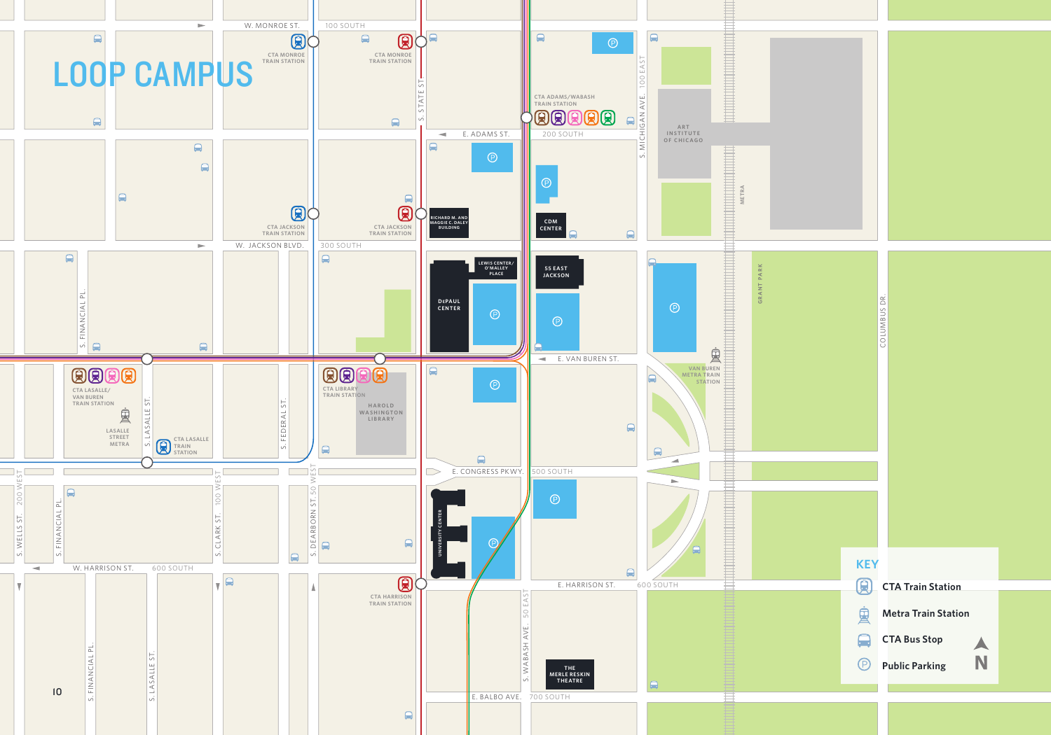# LOOP CAMPUS

W. MONROE ST. · 100 SOUTH

CTA MONROE TRAIN STATION

CTA MONROE TRAIN STATION

S. STATE ST.

CTA ADAMS/WABASH TRAIN STATION

E. ADAMS ST. · 200 SOUTH

S. MICHIGAN AVE. 100 EAST

ART INSTITUTE OF CHICAGO

METRA

RICHARD M. AND MAGGIE C. DALEY BUILDING

CDM CENTER

CTA JACKSON TRAIN STATION

CTA JACKSON TRAIN STATION

W. JACKSON BLVD. · 300 SOUTH

S. FINANCIAL PL.

LEWIS CENTER/ O'MALLEY PLACE

DEPAUL CENTER

55 EAST JACKSON

GRANT PARK

COLUMBUS DR.

E. VAN BUREN ST.

VAN BUREN METRA TRAIN STATION

CTA LASALLE/ VAN BUREN TRAIN STATION

LASALLE STREET METRA

S. LASALLE ST.

CTA LASALLE TRAIN STATION

S. FEDERAL ST.

CTA LIBRARY TRAIN STATION

HAROLD WASHINGTON LIBRARY

E. CONGRESS PKWY. · 500 SOUTH

S. WELLS ST. 200 WEST

S. FINANCIAL PL.

S. CLARK ST. 100 WEST

S. DEARBORN ST. 50 WEST

UNIVERSITY CENTER

W. HARRISON ST. · 600 SOUTH

E. HARRISON ST. · 600 SOUTH

CTA HARRISON TRAIN STATION

S. WABASH AVE. 50 EAST

S. FINANCIAL PL.

S. LASALLE ST.

THE MERLE RESKIN THEATRE

E. BALBO AVE. · 700 SOUTH

## KEY

- CTA Train Station
- Metra Train Station
- CTA Bus Stop
- Public Parking

N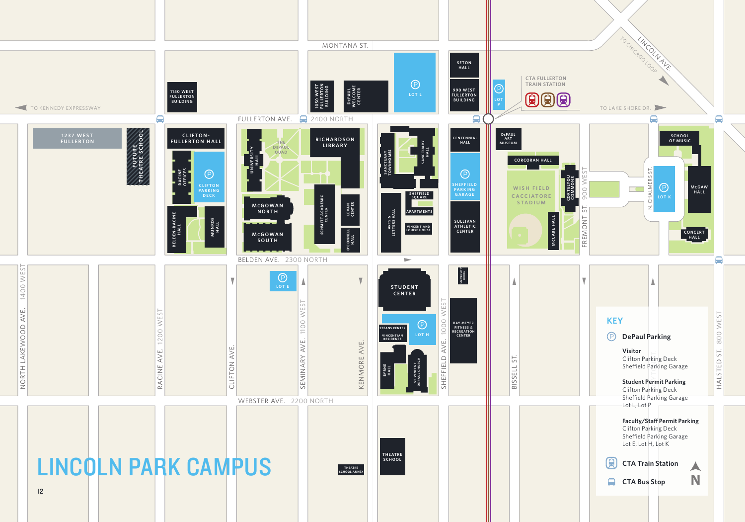# LINCOLN PARK CAMPUS

MONTANA ST.

TO KENNEDY EXPRESSWAY

FULLERTON AVE. 2400 NORTH

TO CHICAGO LOOP

LINCOLN AVE.

TO LAKE SHORE DR.

CTA FULLERTON TRAIN STATION

BELDEN AVE. 2300 NORTH

WEBSTER AVE. 2200 NORTH

NORTH LAKEWOOD AVE. 1400 WEST

RACINE AVE. 1200 WEST

CLIFTON AVE.

SEMINARY AVE. 1100 WEST

KENMORE AVE.

SHEFFIELD AVE. 1000 WEST

BISSELL ST.

FREMONT ST. 900 WEST

N. CHALMERS ST.

HALSTED ST. 800 WEST

1150 WEST FULLERTON BUILDING

1050 WEST FULLERTON BUILDING

DEPAUL WELCOME CENTER

LOT L

SETON HALL

990 WEST FULLERTON BUILDING

LOT P

1237 WEST FULLERTON

FUTURE THEATRE SCHOOL

CLIFTON-FULLERTON HALL

RACINE OFFICES

CLIFTON PARKING DECK

BELDEN-RACINE HALL

MUNROE HALL

UNIVERSITY HALL

THE DEPAUL QUAD

RICHARDSON LIBRARY

McGOWAN NORTH

McGOWAN SOUTH

SCHMITT ACADEMIC CENTER

LEVAN CENTER

O'CONNELL HALL

SANCTUARY TOWNHOMES

SANCTUARY HALL

SHEFFIELD SQUARE

APARTMENTS

ARTS & LETTERS HALL

VINCENT AND LOUISE HOUSE

CENTENNIAL HALL

SHEFFIELD PARKING GARAGE

SULLIVAN ATHLETIC CENTER

DEPAUL ART MUSEUM

CORCORAN HALL

WISH FIELD CACCIATORE STADIUM

CORTELYOU COMMONS

McCABE HALL

SCHOOL OF MUSIC

LOT K

McGAW HALL

CONCERT HALL

LOT E

STUDENT CENTER

STEANS CENTER

VINCENTIAN RESIDENCE

LOT H

BYRNE HALL

ST. VINCENT DEPAUL CHURCH

UNIVERSITY HOUSE

RAY MEYER FITNESS & RECREATION CENTER

THEATRE SCHOOL ANNEX

THEATRE SCHOOL

## KEY

**DePaul Parking**

**Visitor**
Clifton Parking Deck
Sheffield Parking Garage

**Student Permit Parking**
Clifton Parking Deck
Sheffield Parking Garage
Lot L, Lot P

**Faculty/Staff Permit Parking**
Clifton Parking Deck
Sheffield Parking Garage
Lot E, Lot H, Lot K

**CTA Train Station**

**CTA Bus Stop**

N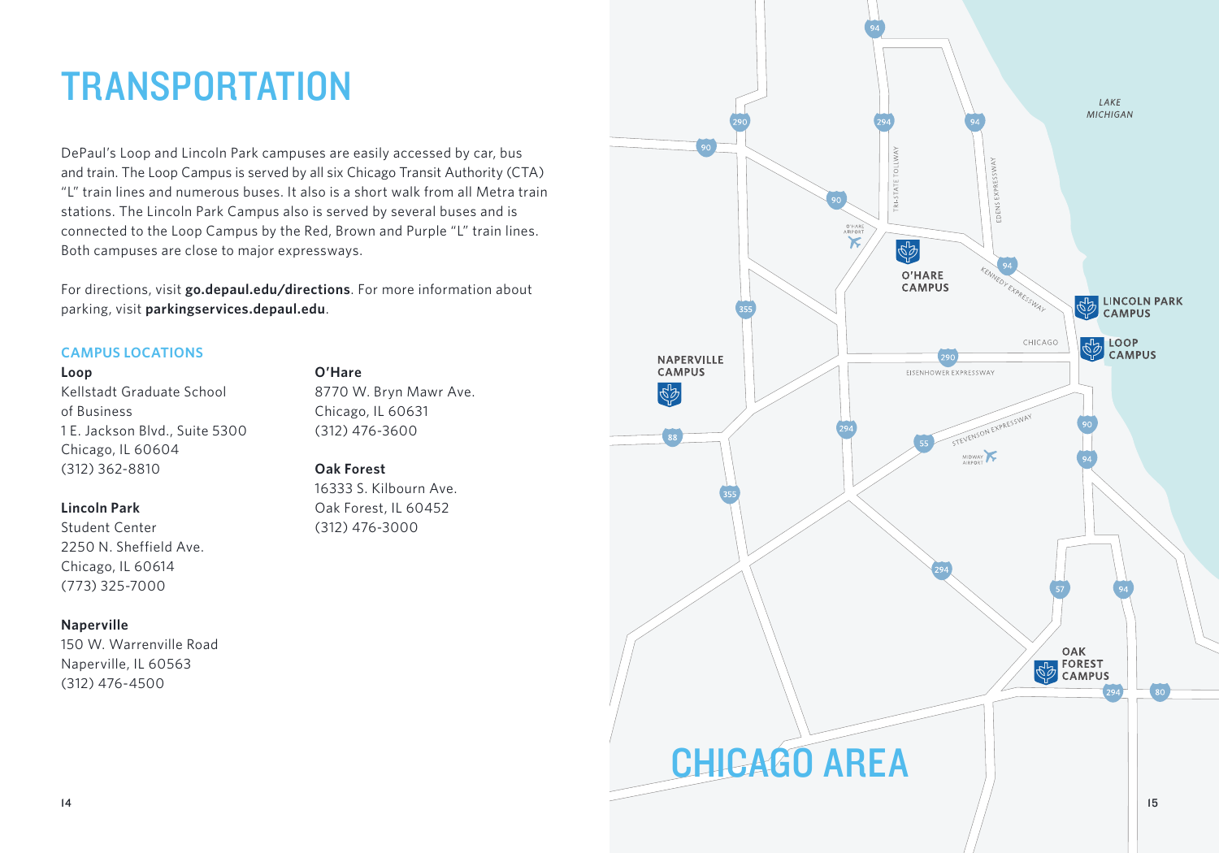# TRANSPORTATION

DePaul's Loop and Lincoln Park campuses are easily accessed by car, bus and train. The Loop Campus is served by all six Chicago Transit Authority (CTA) "L" train lines and numerous buses. It also is a short walk from all Metra train stations. The Lincoln Park Campus also is served by several buses and is connected to the Loop Campus by the Red, Brown and Purple "L" train lines. Both campuses are close to major expressways.

For directions, visit **go.depaul.edu/directions**. For more information about parking, visit **parkingservices.depaul.edu**.

### CAMPUS LOCATIONS

**Loop**
Kellstadt Graduate School
of Business
1 E. Jackson Blvd., Suite 5300
Chicago, IL 60604
(312) 362-8810

**Lincoln Park**
Student Center
2250 N. Sheffield Ave.
Chicago, IL 60614
(773) 325-7000

**Naperville**
150 W. Warrenville Road
Naperville, IL 60563
(312) 476-4500

**O'Hare**
8770 W. Bryn Mawr Ave.
Chicago, IL 60631
(312) 476-3600

**Oak Forest**
16333 S. Kilbourn Ave.
Oak Forest, IL 60452
(312) 476-3000

## CHICAGO AREA

LAKE MICHIGAN

LINCOLN PARK CAMPUS

LOOP CAMPUS

O'HARE CAMPUS

NAPERVILLE CAMPUS

OAK FOREST CAMPUS

CHICAGO

O'HARE AIRPORT

MIDWAY AIRPORT

TRI-STATE TOLLWAY

EDENS EXPRESSWAY

KENNEDY EXPRESSWAY

EISENHOWER EXPRESSWAY

STEVENSON EXPRESSWAY

94 290 294 94 90 90 94 355 290 294 88 55 90 94 355 294 57 94 294 80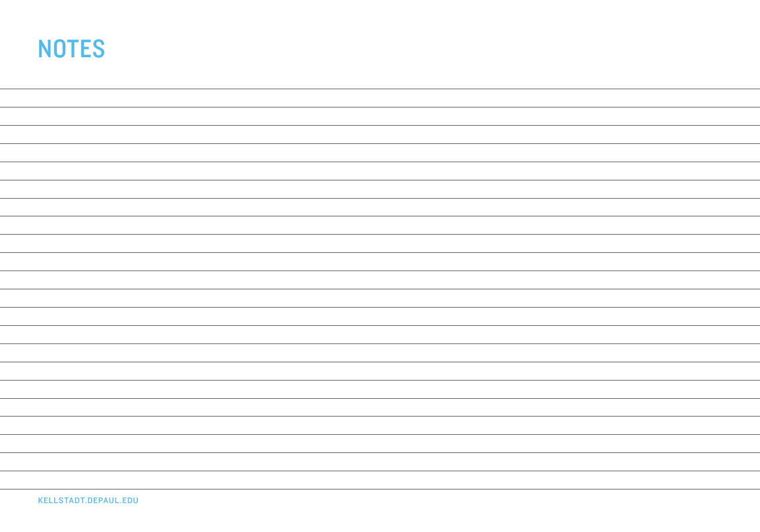# NOTES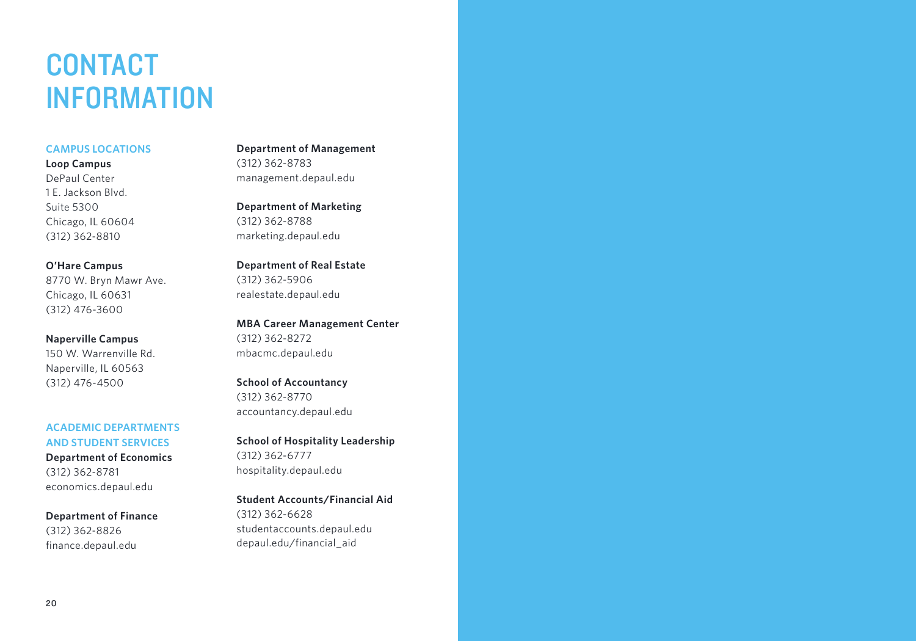# CONTACT INFORMATION

## CAMPUS LOCATIONS

**Loop Campus**
DePaul Center
1 E. Jackson Blvd.
Suite 5300
Chicago, IL 60604
(312) 362-8810

**O'Hare Campus**
8770 W. Bryn Mawr Ave.
Chicago, IL 60631
(312) 476-3600

**Naperville Campus**
150 W. Warrenville Rd.
Naperville, IL 60563
(312) 476-4500

## ACADEMIC DEPARTMENTS AND STUDENT SERVICES

**Department of Economics**
(312) 362-8781
economics.depaul.edu

**Department of Finance**
(312) 362-8826
finance.depaul.edu

**Department of Management**
(312) 362-8783
management.depaul.edu

**Department of Marketing**
(312) 362-8788
marketing.depaul.edu

**Department of Real Estate**
(312) 362-5906
realestate.depaul.edu

**MBA Career Management Center**
(312) 362-8272
mbacmc.depaul.edu

**School of Accountancy**
(312) 362-8770
accountancy.depaul.edu

**School of Hospitality Leadership**
(312) 362-6777
hospitality.depaul.edu

**Student Accounts/Financial Aid**
(312) 362-6628
studentaccounts.depaul.edu
depaul.edu/financial_aid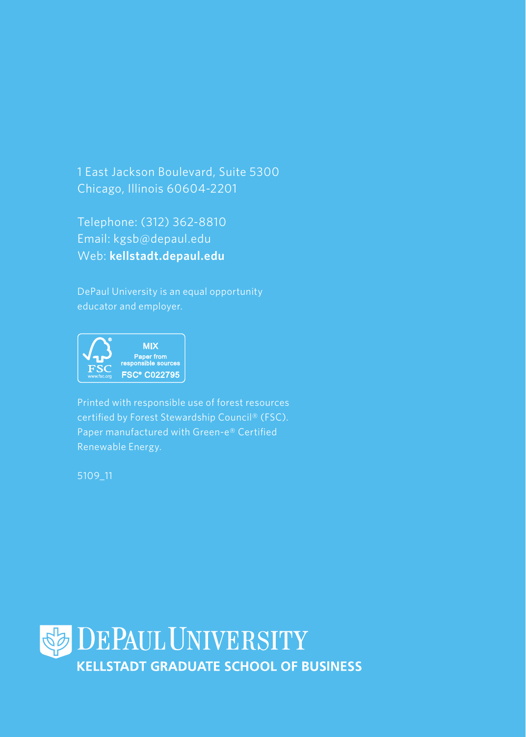1 East Jackson Boulevard, Suite 5300
Chicago, Illinois 60604-2201

Telephone: (312) 362-8810
Email: kgsb@depaul.edu
Web: **kellstadt.depaul.edu**

DePaul University is an equal opportunity educator and employer.

FSC
www.fsc.org
MIX
Paper from responsible sources
FSC® C022795

Printed with responsible use of forest resources certified by Forest Stewardship Council® (FSC). Paper manufactured with Green-e® Certified Renewable Energy.

5109_11

DEPAUL UNIVERSITY
KELLSTADT GRADUATE SCHOOL OF BUSINESS